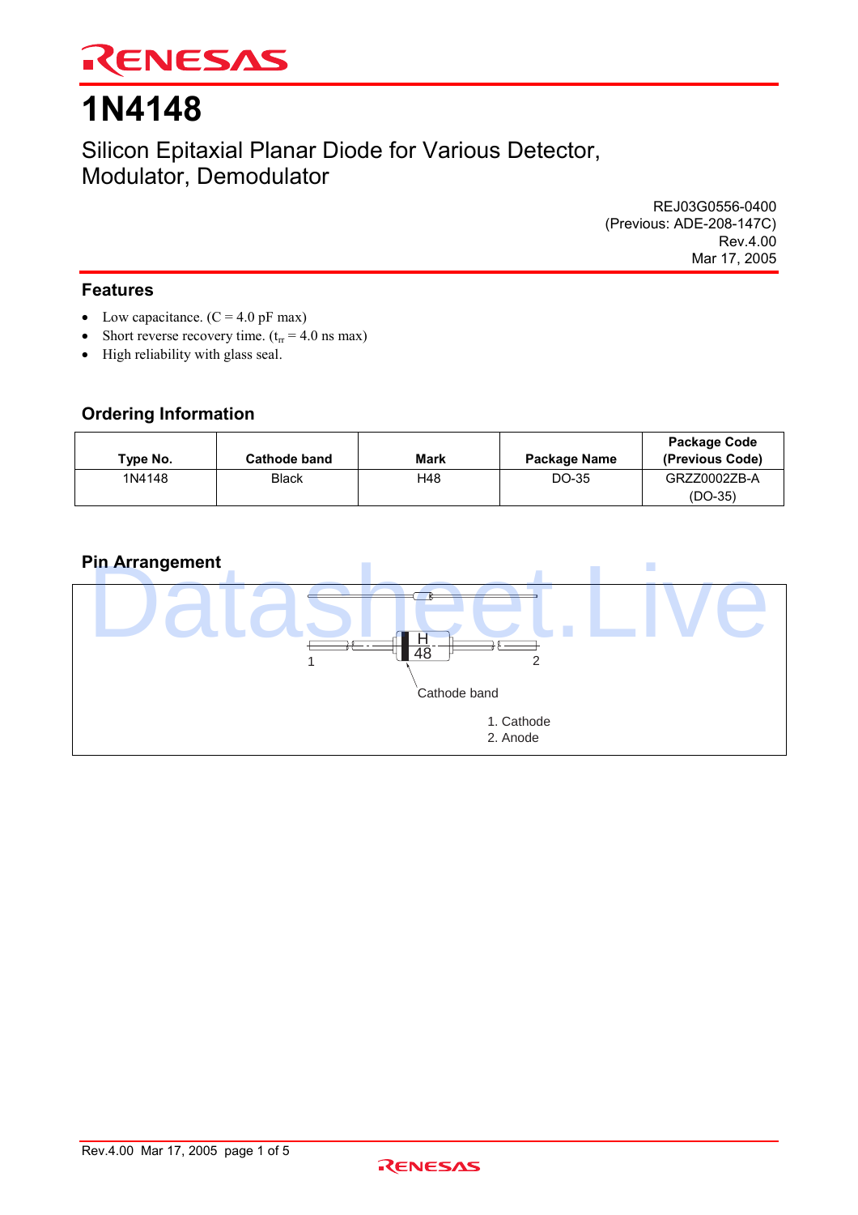# 1N4148

## Silicon Epitaxial Planar Diode for Various Detector, Modulator, Demodulator

REJ03G0556-0400
(Previous: ADE-208-147C)
Rev.4.00
Mar 17, 2005

### Features

- Low capacitance. (C = 4.0 pF max)
- Short reverse recovery time. ($t_{rr}$ = 4.0 ns max)
- High reliability with glass seal.

### Ordering Information

| Type No. | Cathode band | Mark | Package Name | Package Code (Previous Code) |
|---|---|---|---|---|
| 1N4148 | Black | H48 | DO-35 | GRZZ0002ZB-A (DO-35) |

### Pin Arrangement

H
48

1 2

Cathode band

1. Cathode
2. Anode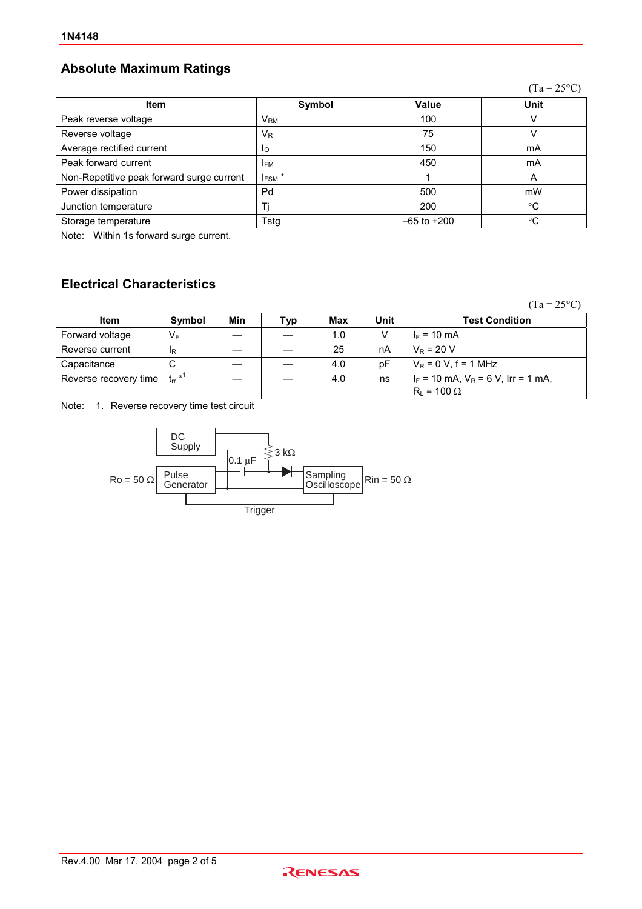## Absolute Maximum Ratings

(Ta = 25°C)

| Item | Symbol | Value | Unit |
|---|---|---|---|
| Peak reverse voltage | $V_{RM}$ | 100 | V |
| Reverse voltage | $V_R$ | 75 | V |
| Average rectified current | $I_O$ | 150 | mA |
| Peak forward current | $I_{FM}$ | 450 | mA |
| Non-Repetitive peak forward surge current | $I_{FSM}$ * | 1 | A |
| Power dissipation | Pd | 500 | mW |
| Junction temperature | Tj | 200 | °C |
| Storage temperature | Tstg | –65 to +200 | °C |

Note: Within 1s forward surge current.

## Electrical Characteristics

(Ta = 25°C)

| Item | Symbol | Min | Typ | Max | Unit | Test Condition |
|---|---|---|---|---|---|---|
| Forward voltage | $V_F$ | — | — | 1.0 | V | $I_F$ = 10 mA |
| Reverse current | $I_R$ | — | — | 25 | nA | $V_R$ = 20 V |
| Capacitance | C | — | — | 4.0 | pF | $V_R$ = 0 V, f = 1 MHz |
| Reverse recovery time | $t_{rr}$ *1 | — | — | 4.0 | ns | $I_F$ = 10 mA, $V_R$ = 6 V, Irr = 1 mA, $R_L$ = 100 Ω |

Note: 1. Reverse recovery time test circuit

DC Supply, 0.1 μF, 3 kΩ, Ro = 50 Ω, Pulse Generator, Sampling Oscilloscope, Rin = 50 Ω, Trigger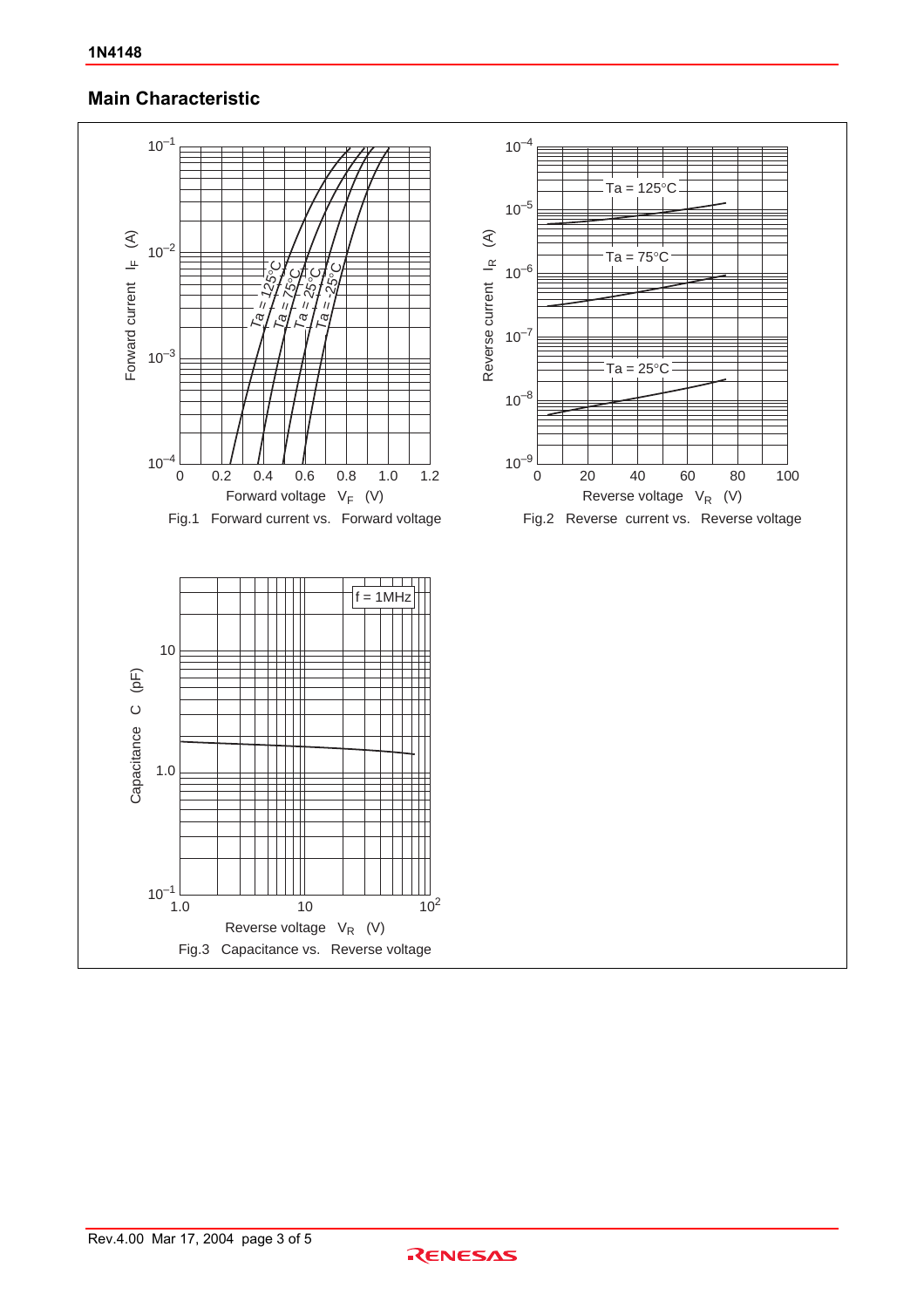## Main Characteristic

Fig.1 Forward current vs. Forward voltage

Fig.2 Reverse current vs. Reverse voltage

Fig.3 Capacitance vs. Reverse voltage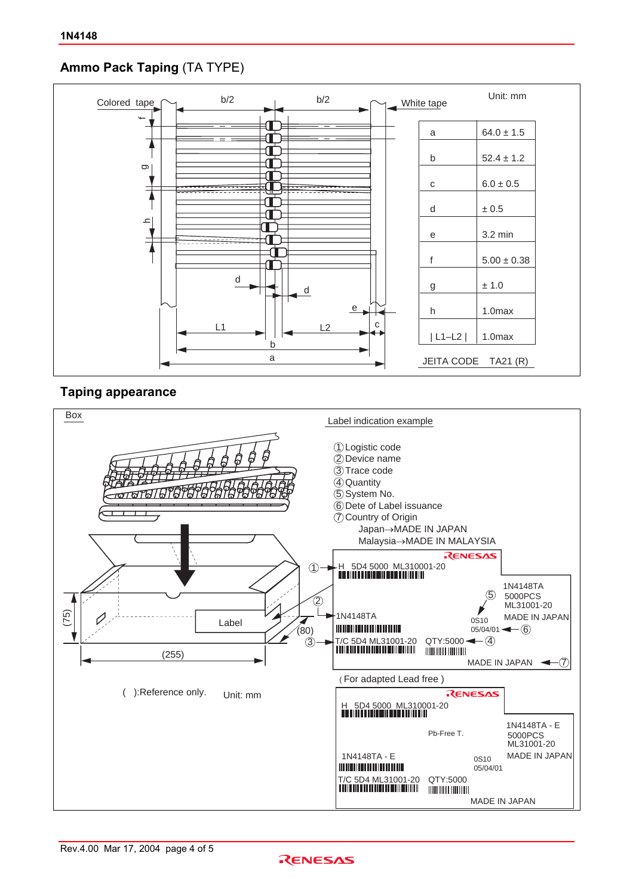## Ammo Pack Taping (TA TYPE)

Unit: mm

| | |
|---|---|
| a | 64.0 ± 1.5 |
| b | 52.4 ± 1.2 |
| c | 6.0 ± 0.5 |
| d | ± 0.5 |
| e | 3.2 min |
| f | 5.00 ± 0.38 |
| g | ± 1.0 |
| h | 1.0max |
| \| L1–L2 \| | 1.0max |

JEITA CODE TA21 (R)

## Taping appearance

Label indication example

① Logistic code
② Device name
③ Trace code
④ Quantity
⑤ System No.
⑥ Dete of Label issuance
⑦ Country of Origin
  Japan→MADE IN JAPAN
  Malaysia→MADE IN MALAYSIA

( ):Reference only. Unit: mm

(For adapted Lead free)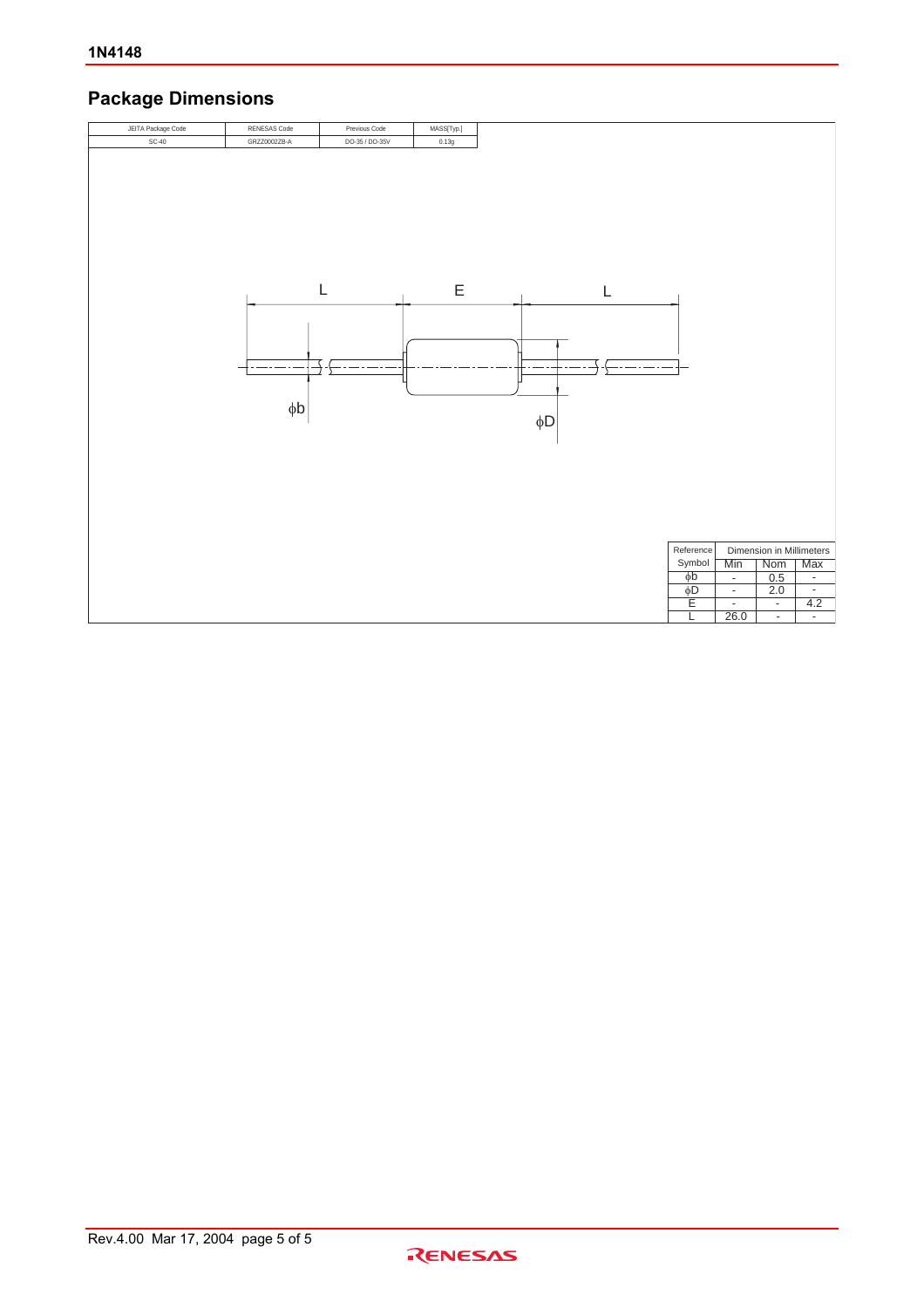## Package Dimensions

| JEITA Package Code | RENESAS Code | Previous Code | MASS[Typ.] |
|---|---|---|---|
| SC-40 | GRZZ0002ZB-A | DO-35 / DO-35V | 0.13g |

L E L

φb φD

| Reference Symbol | Dimension in Millimeters | | |
|---|---|---|---|
| | Min | Nom | Max |
| φb | - | 0.5 | - |
| φD | - | 2.0 | - |
| E | - | - | 4.2 |
| L | 26.0 | - | - |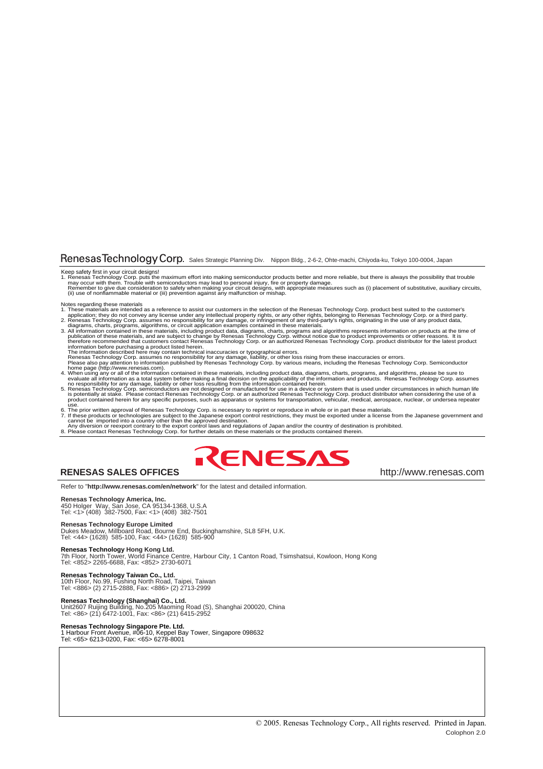**Renesas Technology Corp.** Sales Strategic Planning Div. Nippon Bldg., 2-6-2, Ohte-machi, Chiyoda-ku, Tokyo 100-0004, Japan

Keep safety first in your circuit designs!

1. Renesas Technology Corp. puts the maximum effort into making semiconductor products better and more reliable, but there is always the possibility that trouble may occur with them. Trouble with semiconductors may lead to personal injury, fire or property damage.
   Remember to give due consideration to safety when making your circuit designs, with appropriate measures such as (i) placement of substitutive, auxiliary circuits, (ii) use of nonflammable material or (iii) prevention against any malfunction or mishap.

Notes regarding these materials

1. These materials are intended as a reference to assist our customers in the selection of the Renesas Technology Corp. product best suited to the customer's application; they do not convey any license under any intellectual property rights, or any other rights, belonging to Renesas Technology Corp. or a third party.
2. Renesas Technology Corp. assumes no responsibility for any damage, or infringement of any third-party's rights, originating in the use of any product data, diagrams, charts, programs, algorithms, or circuit application examples contained in these materials.
3. All information contained in these materials, including product data, diagrams, charts, programs and algorithms represents information on products at the time of publication of these materials, and are subject to change by Renesas Technology Corp. without notice due to product improvements or other reasons. It is therefore recommended that customers contact Renesas Technology Corp. or an authorized Renesas Technology Corp. product distributor for the latest product information before purchasing a product listed herein.
   The information described here may contain technical inaccuracies or typographical errors.
   Renesas Technology Corp. assumes no responsibility for any damage, liability, or other loss rising from these inaccuracies or errors.
   Please also pay attention to information published by Renesas Technology Corp. by various means, including the Renesas Technology Corp. Semiconductor home page (http://www.renesas.com).
4. When using any or all of the information contained in these materials, including product data, diagrams, charts, programs, and algorithms, please be sure to evaluate all information as a total system before making a final decision on the applicability of the information and products. Renesas Technology Corp. assumes no responsibility for any damage, liability or other loss resulting from the information contained herein.
5. Renesas Technology Corp. semiconductors are not designed or manufactured for use in a device or system that is used under circumstances in which human life is potentially at stake. Please contact Renesas Technology Corp. or an authorized Renesas Technology Corp. product distributor when considering the use of a product contained herein for any specific purposes, such as apparatus or systems for transportation, vehicular, medical, aerospace, nuclear, or undersea repeater use.
6. The prior written approval of Renesas Technology Corp. is necessary to reprint or reproduce in whole or in part these materials.
7. If these products or technologies are subject to the Japanese export control restrictions, they must be exported under a license from the Japanese government and cannot be imported into a country other than the approved destination.
   Any diversion or reexport contrary to the export control laws and regulations of Japan and/or the country of destination is prohibited.
8. Please contact Renesas Technology Corp. for further details on these materials or the products contained therein.

RENESAS

## RENESAS SALES OFFICES

http://www.renesas.com

Refer to "**http://www.renesas.com/en/network**" for the latest and detailed information.

**Renesas Technology America, Inc.**
450 Holger Way, San Jose, CA 95134-1368, U.S.A
Tel: <1> (408) 382-7500, Fax: <1> (408) 382-7501

**Renesas Technology Europe Limited**
Dukes Meadow, Millboard Road, Bourne End, Buckinghamshire, SL8 5FH, U.K.
Tel: <44> (1628) 585-100, Fax: <44> (1628) 585-900

**Renesas Technology Hong Kong Ltd.**
7th Floor, North Tower, World Finance Centre, Harbour City, 1 Canton Road, Tsimshatsui, Kowloon, Hong Kong
Tel: <852> 2265-6688, Fax: <852> 2730-6071

**Renesas Technology Taiwan Co., Ltd.**
10th Floor, No.99, Fushing North Road, Taipei, Taiwan
Tel: <886> (2) 2715-2888, Fax: <886> (2) 2713-2999

**Renesas Technology (Shanghai) Co., Ltd.**
Unit2607 Ruijing Building, No.205 Maoming Road (S), Shanghai 200020, China
Tel: <86> (21) 6472-1001, Fax: <86> (21) 6415-2952

**Renesas Technology Singapore Pte. Ltd.**
1 Harbour Front Avenue, #06-10, Keppel Bay Tower, Singapore 098632
Tel: <65> 6213-0200, Fax: <65> 6278-8001

© 2005. Renesas Technology Corp., All rights reserved. Printed in Japan.
Colophon 2.0